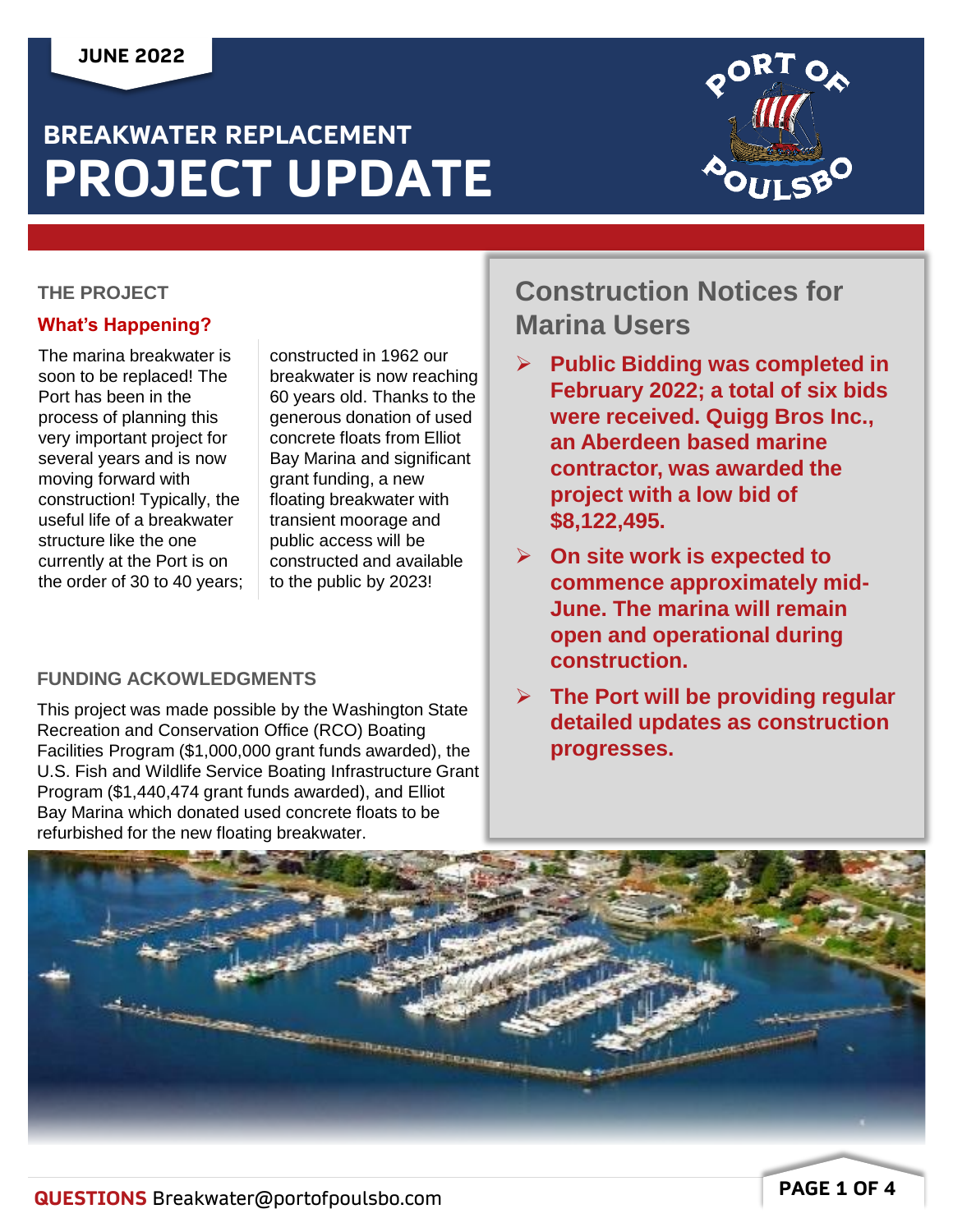JUNE 2022

# BREAKWATER REPLACEMENT PROJECT UPDATE

## THE PROJECT

### What's Happening?

The marina breakwater is soon to be replaced! The Port has been in the process of planning this very important project for several years and is now moving forward with construction! Typically, the useful life of a breakwater structure like the one currently at the Port is on the order of 30 to 40 years; constructed in 1962 our breakwater is now reaching 60 years old. Thanks to the generous donation of used concrete floats from Elliot Bay Marina and significant grant funding, a new floating breakwater with transient moorage and public access will be constructed and available to the public by 2023!

## FUNDING ACKOWLEDGMENTS

This project was made possible by the Washington State Recreation and Conservation Office (RCO) Boating Facilities Program ($1,000,000 grant funds awarded), the U.S. Fish and Wildlife Service Boating Infrastructure Grant Program ($1,440,474 grant funds awarded), and Elliot Bay Marina which donated used concrete floats to be refurbished for the new floating breakwater.

## Construction Notices for Marina Users

- **Public Bidding was completed in February 2022; a total of six bids were received. Quigg Bros Inc., an Aberdeen based marine contractor, was awarded the project with a low bid of $8,122,495.**
- **On site work is expected to commence approximately mid-June. The marina will remain open and operational during construction.**
- **The Port will be providing regular detailed updates as construction progresses.**

**QUESTIONS** Breakwater@portofpoulsbo.com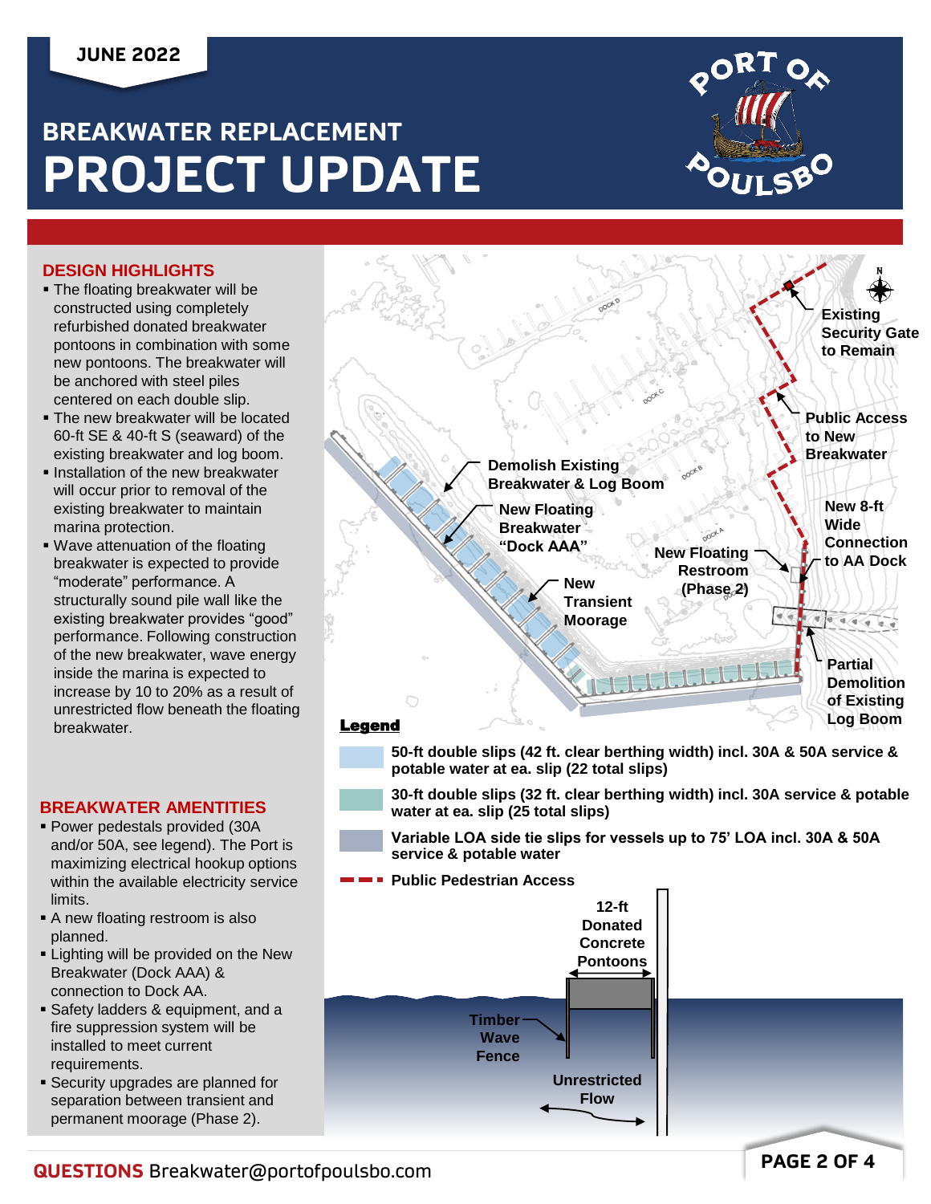JUNE 2022

# BREAKWATER REPLACEMENT
# PROJECT UPDATE

## DESIGN HIGHLIGHTS

- The floating breakwater will be constructed using completely refurbished donated breakwater pontoons in combination with some new pontoons. The breakwater will be anchored with steel piles centered on each double slip.
- The new breakwater will be located 60-ft SE & 40-ft S (seaward) of the existing breakwater and log boom.
- Installation of the new breakwater will occur prior to removal of the existing breakwater to maintain marina protection.
- Wave attenuation of the floating breakwater is expected to provide "moderate" performance. A structurally sound pile wall like the existing breakwater provides "good" performance. Following construction of the new breakwater, wave energy inside the marina is expected to increase by 10 to 20% as a result of unrestricted flow beneath the floating breakwater.

## BREAKWATER AMENTITIES

- Power pedestals provided (30A and/or 50A, see legend). The Port is maximizing electrical hookup options within the available electricity service limits.
- A new floating restroom is also planned.
- Lighting will be provided on the New Breakwater (Dock AAA) & connection to Dock AA.
- Safety ladders & equipment, and a fire suppression system will be installed to meet current requirements.
- Security upgrades are planned for separation between transient and permanent moorage (Phase 2).

Existing Security Gate to Remain

Public Access to New Breakwater

Demolish Existing Breakwater & Log Boom

New Floating Breakwater "Dock AAA"

New 8-ft Wide Connection to AA Dock

New Floating Restroom (Phase 2)

New Transient Moorage

Partial Demolition of Existing Log Boom

**Legend**

- 50-ft double slips (42 ft. clear berthing width) incl. 30A & 50A service & potable water at ea. slip (22 total slips)
- 30-ft double slips (32 ft. clear berthing width) incl. 30A service & potable water at ea. slip (25 total slips)
- Variable LOA side tie slips for vessels up to 75' LOA incl. 30A & 50A service & potable water
- Public Pedestrian Access

12-ft Donated Concrete Pontoons

Timber Wave Fence

Unrestricted Flow

**QUESTIONS** Breakwater@portofpoulsbo.com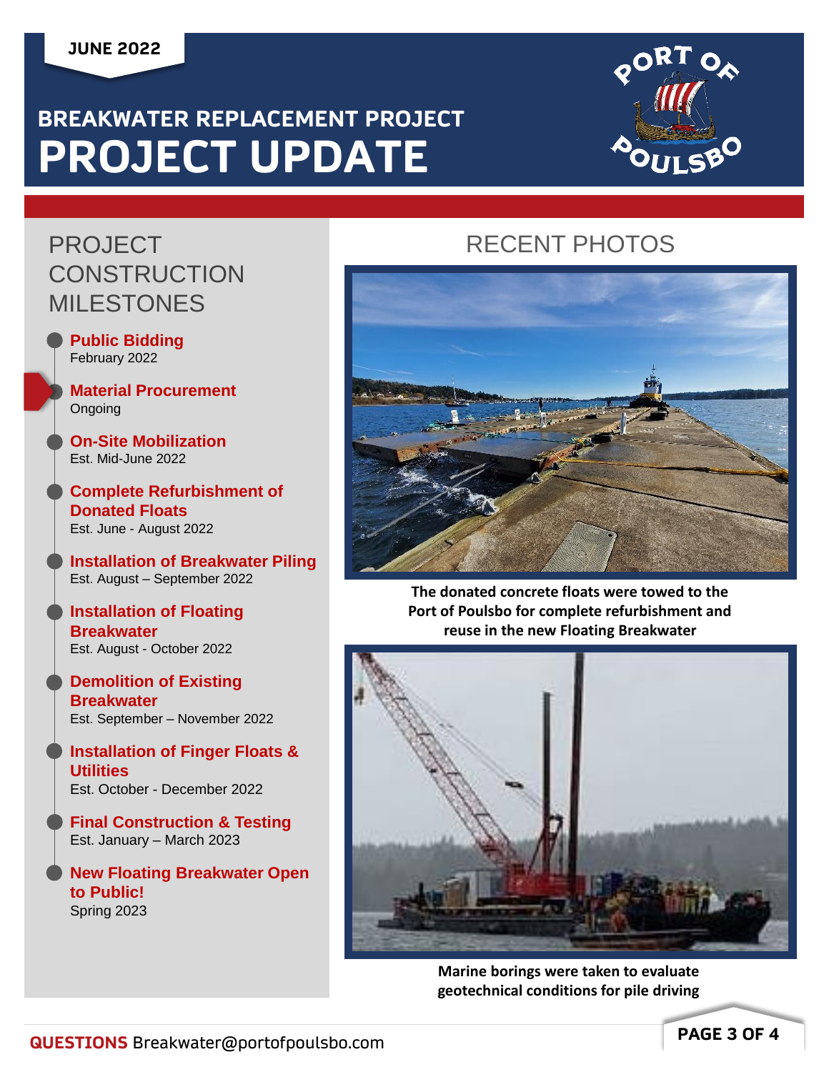JUNE 2022

# BREAKWATER REPLACEMENT PROJECT
# PROJECT UPDATE

## PROJECT CONSTRUCTION MILESTONES

- **Public Bidding**
  February 2022
- **Material Procurement**
  Ongoing
- **On-Site Mobilization**
  Est. Mid-June 2022
- **Complete Refurbishment of Donated Floats**
  Est. June - August 2022
- **Installation of Breakwater Piling**
  Est. August – September 2022
- **Installation of Floating Breakwater**
  Est. August - October 2022
- **Demolition of Existing Breakwater**
  Est. September – November 2022
- **Installation of Finger Floats & Utilities**
  Est. October - December 2022
- **Final Construction & Testing**
  Est. January – March 2023
- **New Floating Breakwater Open to Public!**
  Spring 2023

## RECENT PHOTOS

**The donated concrete floats were towed to the Port of Poulsbo for complete refurbishment and reuse in the new Floating Breakwater**

**Marine borings were taken to evaluate geotechnical conditions for pile driving**

**QUESTIONS** Breakwater@portofpoulsbo.com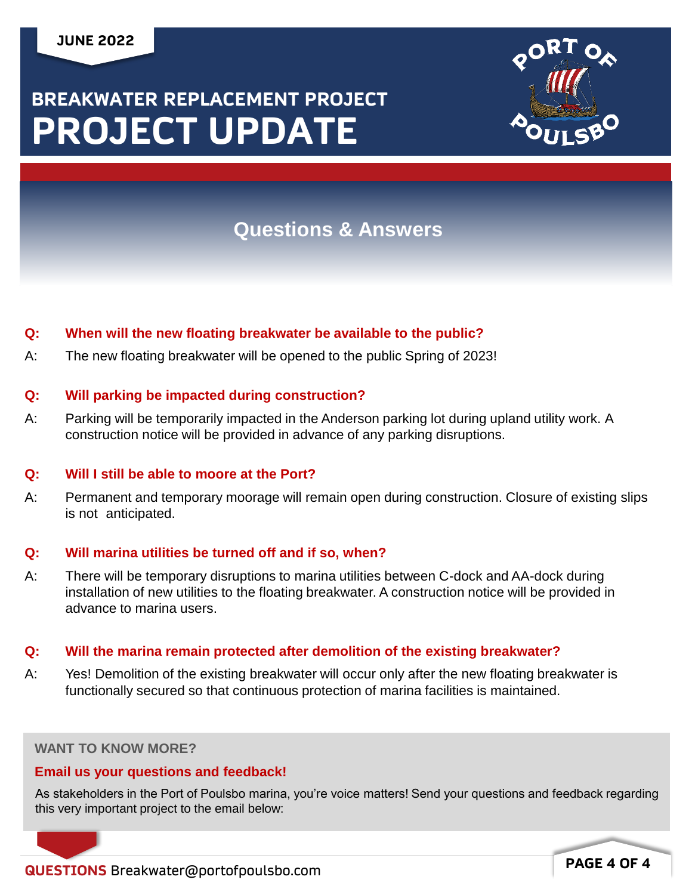JUNE 2022

# BREAKWATER REPLACEMENT PROJECT
# PROJECT UPDATE

PORT OF POULSBO

## Questions & Answers

**Q: When will the new floating breakwater be available to the public?**

A: The new floating breakwater will be opened to the public Spring of 2023!

**Q: Will parking be impacted during construction?**

A: Parking will be temporarily impacted in the Anderson parking lot during upland utility work. A construction notice will be provided in advance of any parking disruptions.

**Q: Will I still be able to moore at the Port?**

A: Permanent and temporary moorage will remain open during construction. Closure of existing slips is not anticipated.

**Q: Will marina utilities be turned off and if so, when?**

A: There will be temporary disruptions to marina utilities between C-dock and AA-dock during installation of new utilities to the floating breakwater. A construction notice will be provided in advance to marina users.

**Q: Will the marina remain protected after demolition of the existing breakwater?**

A: Yes! Demolition of the existing breakwater will occur only after the new floating breakwater is functionally secured so that continuous protection of marina facilities is maintained.

**WANT TO KNOW MORE?**

**Email us your questions and feedback!**

As stakeholders in the Port of Poulsbo marina, you're voice matters! Send your questions and feedback regarding this very important project to the email below:

**QUESTIONS** Breakwater@portofpoulsbo.com